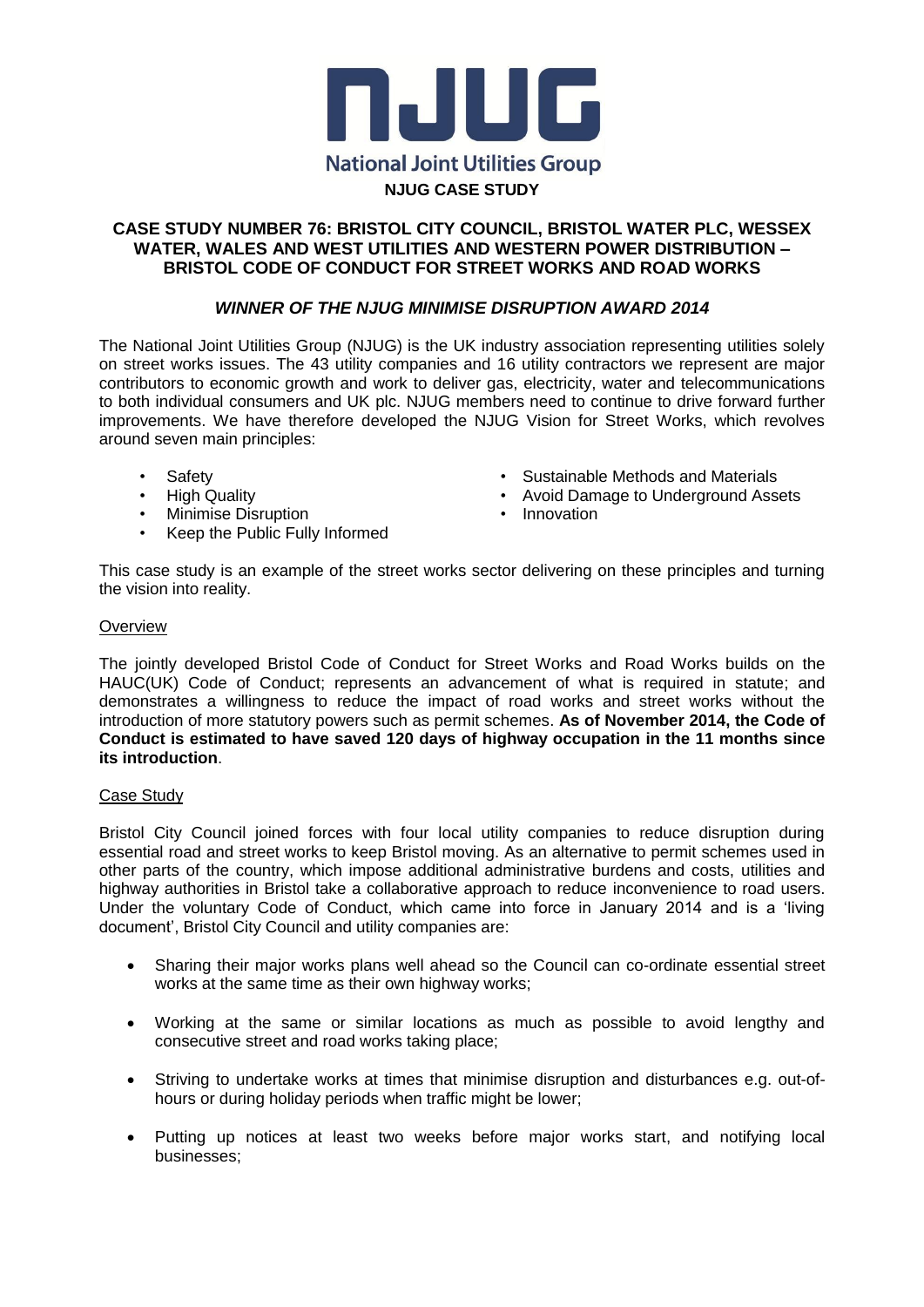# NJUG

**National Joint Utilities Group**

**NJUG CASE STUDY**

## CASE STUDY NUMBER 76: BRISTOL CITY COUNCIL, BRISTOL WATER PLC, WESSEX WATER, WALES AND WEST UTILITIES AND WESTERN POWER DISTRIBUTION – BRISTOL CODE OF CONDUCT FOR STREET WORKS AND ROAD WORKS

***WINNER OF THE NJUG MINIMISE DISRUPTION AWARD 2014***

The National Joint Utilities Group (NJUG) is the UK industry association representing utilities solely on street works issues. The 43 utility companies and 16 utility contractors we represent are major contributors to economic growth and work to deliver gas, electricity, water and telecommunications to both individual consumers and UK plc. NJUG members need to continue to drive forward further improvements. We have therefore developed the NJUG Vision for Street Works, which revolves around seven main principles:

- Safety
- High Quality
- Minimise Disruption
- Keep the Public Fully Informed
- Sustainable Methods and Materials
- Avoid Damage to Underground Assets
- Innovation

This case study is an example of the street works sector delivering on these principles and turning the vision into reality.

### Overview

The jointly developed Bristol Code of Conduct for Street Works and Road Works builds on the HAUC(UK) Code of Conduct; represents an advancement of what is required in statute; and demonstrates a willingness to reduce the impact of road works and street works without the introduction of more statutory powers such as permit schemes. **As of November 2014, the Code of Conduct is estimated to have saved 120 days of highway occupation in the 11 months since its introduction**.

### Case Study

Bristol City Council joined forces with four local utility companies to reduce disruption during essential road and street works to keep Bristol moving. As an alternative to permit schemes used in other parts of the country, which impose additional administrative burdens and costs, utilities and highway authorities in Bristol take a collaborative approach to reduce inconvenience to road users. Under the voluntary Code of Conduct, which came into force in January 2014 and is a 'living document', Bristol City Council and utility companies are:

- Sharing their major works plans well ahead so the Council can co-ordinate essential street works at the same time as their own highway works;
- Working at the same or similar locations as much as possible to avoid lengthy and consecutive street and road works taking place;
- Striving to undertake works at times that minimise disruption and disturbances e.g. out-of-hours or during holiday periods when traffic might be lower;
- Putting up notices at least two weeks before major works start, and notifying local businesses;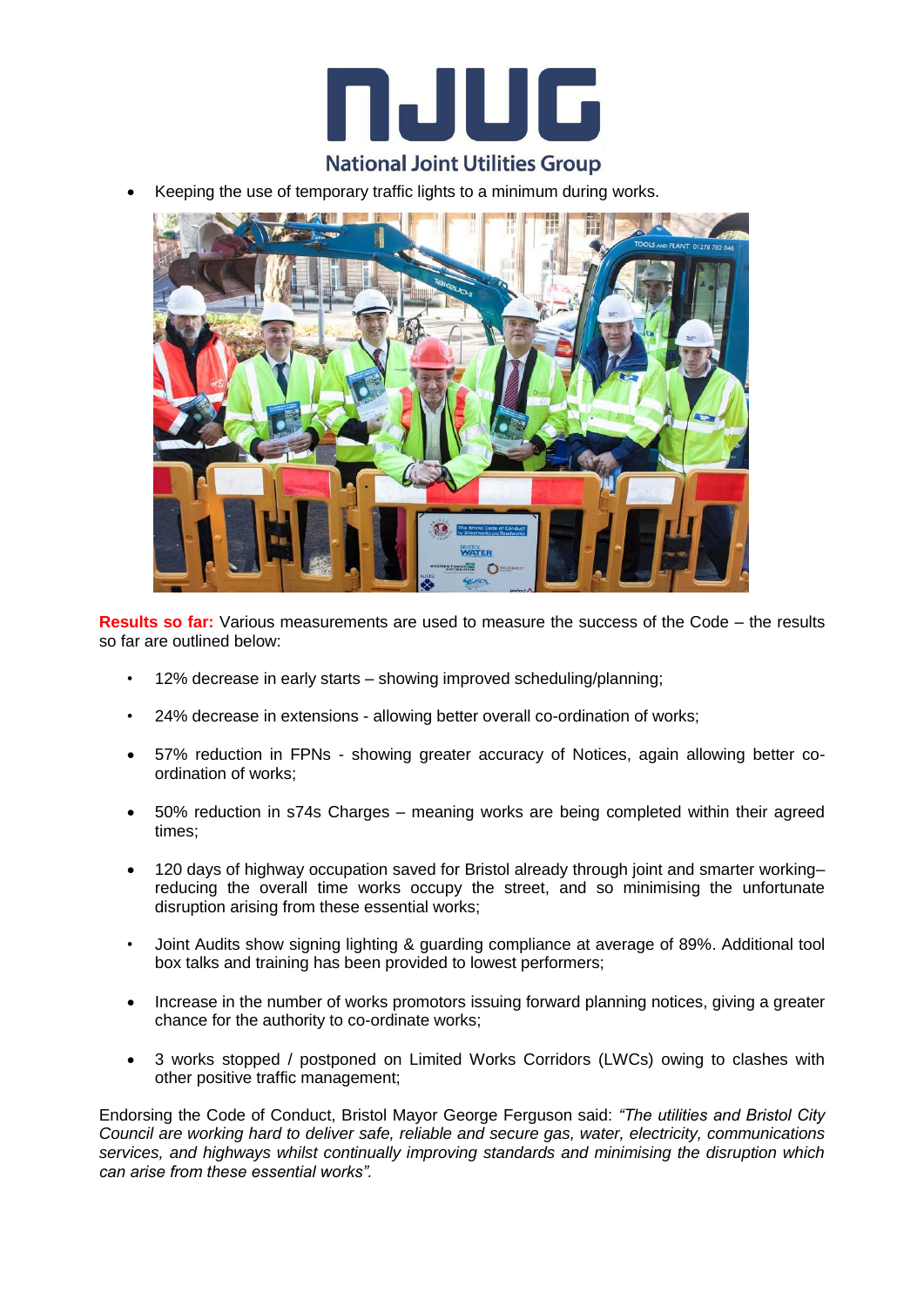- Keeping the use of temporary traffic lights to a minimum during works.

**Results so far:** Various measurements are used to measure the success of the Code – the results so far are outlined below:

- 12% decrease in early starts – showing improved scheduling/planning;
- 24% decrease in extensions - allowing better overall co-ordination of works;
- 57% reduction in FPNs - showing greater accuracy of Notices, again allowing better co-ordination of works;
- 50% reduction in s74s Charges – meaning works are being completed within their agreed times;
- 120 days of highway occupation saved for Bristol already through joint and smarter working– reducing the overall time works occupy the street, and so minimising the unfortunate disruption arising from these essential works;
- Joint Audits show signing lighting & guarding compliance at average of 89%. Additional tool box talks and training has been provided to lowest performers;
- Increase in the number of works promotors issuing forward planning notices, giving a greater chance for the authority to co-ordinate works;
- 3 works stopped / postponed on Limited Works Corridors (LWCs) owing to clashes with other positive traffic management;

Endorsing the Code of Conduct, Bristol Mayor George Ferguson said: *"The utilities and Bristol City Council are working hard to deliver safe, reliable and secure gas, water, electricity, communications services, and highways whilst continually improving standards and minimising the disruption which can arise from these essential works".*